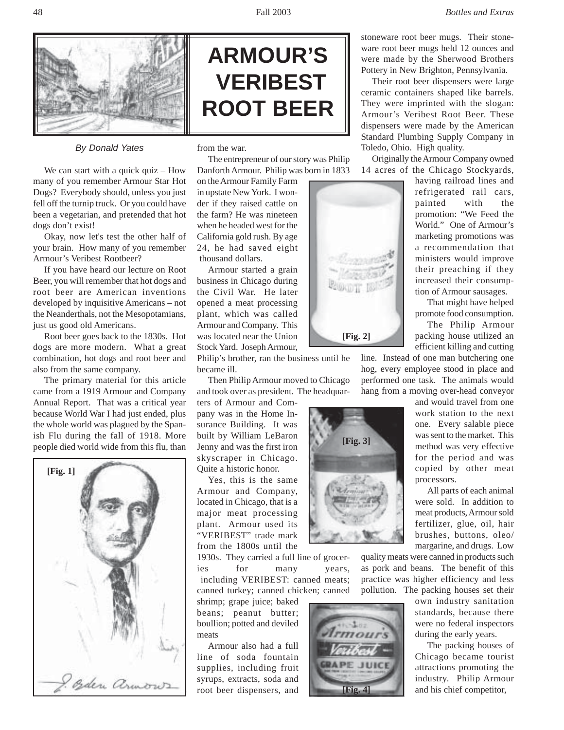# ARMOUR'S VERIBEST ROOT BEER

*By Donald Yates*

We can start with a quick quiz – How many of you remember Armour Star Hot Dogs? Everybody should, unless you just fell off the turnip truck. Or you could have been a vegetarian, and pretended that hot dogs don't exist!

Okay, now let's test the other half of your brain. How many of you remember Armour's Veribest Rootbeer?

If you have heard our lecture on Root Beer, you will remember that hot dogs and root beer are American inventions developed by inquisitive Americans – not the Neanderthals, not the Mesopotamians, just us good old Americans.

Root beer goes back to the 1830s. Hot dogs are more modern. What a great combination, hot dogs and root beer and also from the same company.

The primary material for this article came from a 1919 Armour and Company Annual Report. That was a critical year because World War I had just ended, plus the whole world was plagued by the Spanish Flu during the fall of 1918. More people died world wide from this flu, than from the war.

[Fig. 1]

The entrepreneur of our story was Philip Danforth Armour. Philip was born in 1833 on the Armour Family Farm in upstate New York. I wonder if they raised cattle on the farm? He was nineteen when he headed west for the California gold rush. By age 24, he had saved eight thousand dollars.

Armour started a grain business in Chicago during the Civil War. He later opened a meat processing plant, which was called Armour and Company. This was located near the Union Stock Yard. Joseph Armour, Philip's brother, ran the business until he became ill.

[Fig. 2]

Then Philip Armour moved to Chicago and took over as president. The headquarters of Armour and Company was in the Home Insurance Building. It was built by William LeBaron Jenny and was the first iron skyscraper in Chicago. Quite a historic honor.

Yes, this is the same Armour and Company, located in Chicago, that is a major meat processing plant. Armour used its "VERIBEST" trade mark from the 1800s until the 1930s. They carried a full line of groceries for many years, including VERIBEST: canned meats; canned turkey; canned chicken; canned shrimp; grape juice; baked beans; peanut butter; boullion; potted and deviled meats

[Fig. 3]

Armour also had a full line of soda fountain supplies, including fruit syrups, extracts, soda and root beer dispensers, and stoneware root beer mugs. Their stoneware root beer mugs held 12 ounces and were made by the Sherwood Brothers Pottery in New Brighton, Pennsylvania.

[Fig. 4]

Their root beer dispensers were large ceramic containers shaped like barrels. They were imprinted with the slogan: Armour's Veribest Root Beer. These dispensers were made by the American Standard Plumbing Supply Company in Toledo, Ohio. High quality.

Originally the Armour Company owned 14 acres of the Chicago Stockyards, having railroad lines and refrigerated rail cars, painted with the promotion: "We Feed the World." One of Armour's marketing promotions was a recommendation that ministers would improve their preaching if they increased their consumption of Armour sausages.

That might have helped promote food consumption.

The Philip Armour packing house utilized an efficient killing and cutting line. Instead of one man butchering one hog, every employee stood in place and performed one task. The animals would hang from a moving over-head conveyor and would travel from one work station to the next one. Every salable piece was sent to the market. This method was very effective for the period and was copied by other meat processors.

All parts of each animal were sold. In addition to meat products, Armour sold fertilizer, glue, oil, hair brushes, buttons, oleo/margarine, and drugs. Low quality meats were canned in products such as pork and beans. The benefit of this practice was higher efficiency and less pollution. The packing houses set their own industry sanitation standards, because there were no federal inspectors during the early years.

The packing houses of Chicago became tourist attractions promoting the industry. Philip Armour and his chief competitor,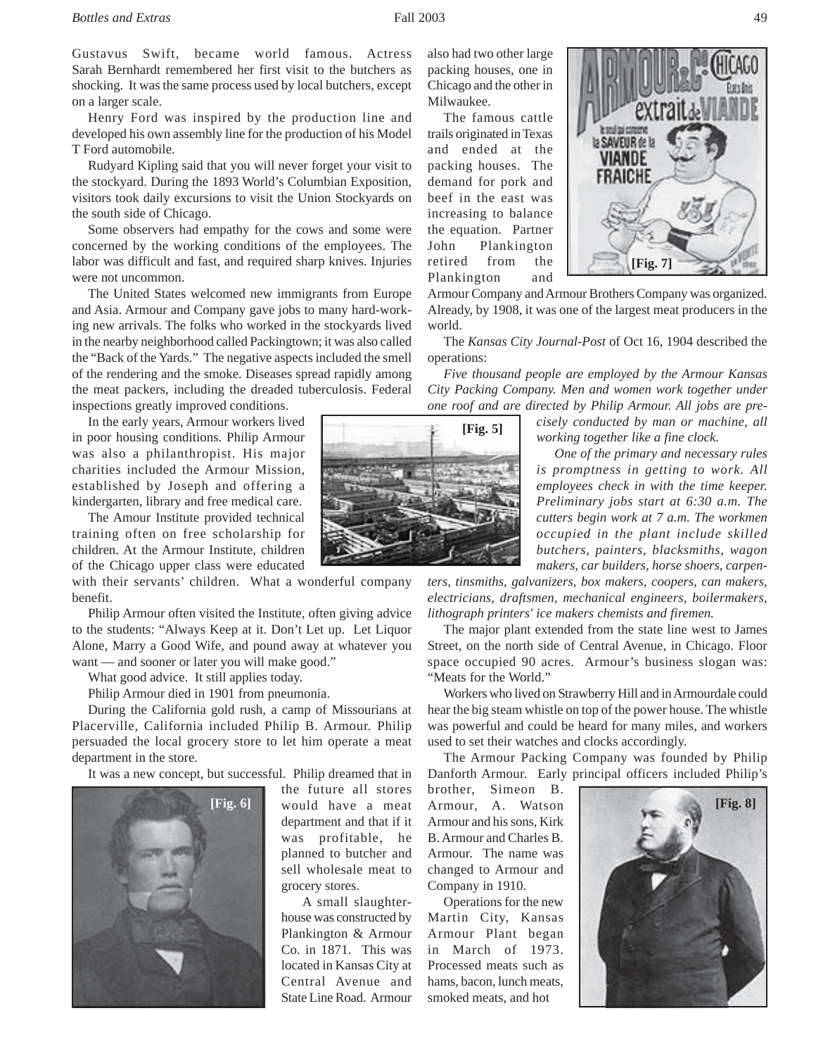Gustavus Swift, became world famous. Actress Sarah Bernhardt remembered her first visit to the butchers as shocking. It was the same process used by local butchers, except on a larger scale.

Henry Ford was inspired by the production line and developed his own assembly line for the production of his Model T Ford automobile.

Rudyard Kipling said that you will never forget your visit to the stockyard. During the 1893 World's Columbian Exposition, visitors took daily excursions to visit the Union Stockyards on the south side of Chicago.

Some observers had empathy for the cows and some were concerned by the working conditions of the employees. The labor was difficult and fast, and required sharp knives. Injuries were not uncommon.

The United States welcomed new immigrants from Europe and Asia. Armour and Company gave jobs to many hard-working new arrivals. The folks who worked in the stockyards lived in the nearby neighborhood called Packingtown; it was also called the "Back of the Yards." The negative aspects included the smell of the rendering and the smoke. Diseases spread rapidly among the meat packers, including the dreaded tuberculosis. Federal inspections greatly improved conditions.

In the early years, Armour workers lived in poor housing conditions. Philip Armour was also a philanthropist. His major charities included the Armour Mission, established by Joseph and offering a kindergarten, library and free medical care.

[Fig. 5]

The Amour Institute provided technical training often on free scholarship for children. At the Armour Institute, children of the Chicago upper class were educated with their servants' children. What a wonderful company benefit.

Philip Armour often visited the Institute, often giving advice to the students: "Always Keep at it. Don't Let up. Let Liquor Alone, Marry a Good Wife, and pound away at whatever you want — and sooner or later you will make good."

What good advice. It still applies today.

Philip Armour died in 1901 from pneumonia.

During the California gold rush, a camp of Missourians at Placerville, California included Philip B. Armour. Philip persuaded the local grocery store to let him operate a meat department in the store.

It was a new concept, but successful. Philip dreamed that in the future all stores would have a meat department and that if it was profitable, he planned to butcher and sell wholesale meat to grocery stores.

[Fig. 6]

A small slaughterhouse was constructed by Plankington & Armour Co. in 1871. This was located in Kansas City at Central Avenue and State Line Road. Armour also had two other large packing houses, one in Chicago and the other in Milwaukee.

[Fig. 7]

The famous cattle trails originated in Texas and ended at the packing houses. The demand for pork and beef in the east was increasing to balance the equation. Partner John Plankington retired from the Plankington and Armour Company and Armour Brothers Company was organized. Already, by 1908, it was one of the largest meat producers in the world.

The *Kansas City Journal-Post* of Oct 16, 1904 described the operations:

*Five thousand people are employed by the Armour Kansas City Packing Company. Men and women work together under one roof and are directed by Philip Armour. All jobs are precisely conducted by man or machine, all working together like a fine clock.*

*One of the primary and necessary rules is promptness in getting to work. All employees check in with the time keeper. Preliminary jobs start at 6:30 a.m. The cutters begin work at 7 a.m. The workmen occupied in the plant include skilled butchers, painters, blacksmiths, wagon makers, car builders, horse shoers, carpenters, tinsmiths, galvanizers, box makers, coopers, can makers, electricians, draftsmen, mechanical engineers, boilermakers, lithograph printers' ice makers chemists and firemen.*

The major plant extended from the state line west to James Street, on the north side of Central Avenue, in Chicago. Floor space occupied 90 acres. Armour's business slogan was: "Meats for the World."

Workers who lived on Strawberry Hill and in Armourdale could hear the big steam whistle on top of the power house. The whistle was powerful and could be heard for many miles, and workers used to set their watches and clocks accordingly.

The Armour Packing Company was founded by Philip Danforth Armour. Early principal officers included Philip's brother, Simeon B. Armour, A. Watson Armour and his sons, Kirk B. Armour and Charles B. Armour. The name was changed to Armour and Company in 1910.

[Fig. 8]

Operations for the new Martin City, Kansas Armour Plant began in March of 1973. Processed meats such as hams, bacon, lunch meats, smoked meats, and hot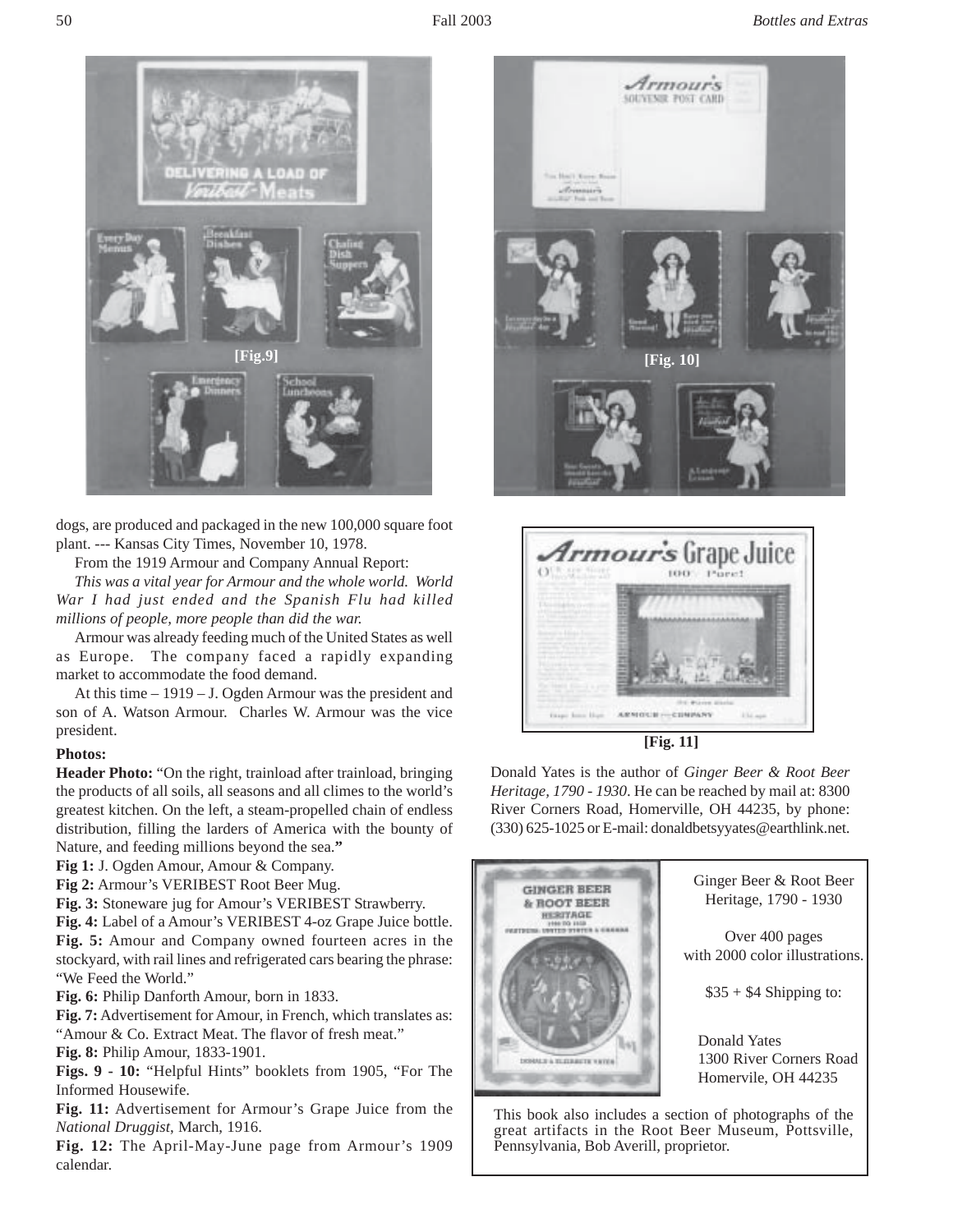[Fig.9]

[Fig. 10]

[Fig. 11]

dogs, are produced and packaged in the new 100,000 square foot plant. --- Kansas City Times, November 10, 1978.

From the 1919 Armour and Company Annual Report:

*This was a vital year for Armour and the whole world. World War I had just ended and the Spanish Flu had killed millions of people, more people than did the war.*

Armour was already feeding much of the United States as well as Europe. The company faced a rapidly expanding market to accommodate the food demand.

At this time – 1919 – J. Ogden Armour was the president and son of A. Watson Armour. Charles W. Armour was the vice president.

**Photos:**

**Header Photo:** "On the right, trainload after trainload, bringing the products of all soils, all seasons and all climes to the world's greatest kitchen. On the left, a steam-propelled chain of endless distribution, filling the larders of America with the bounty of Nature, and feeding millions beyond the sea."

**Fig 1:** J. Ogden Amour, Amour & Company.

**Fig 2:** Armour's VERIBEST Root Beer Mug.

**Fig. 3:** Stoneware jug for Amour's VERIBEST Strawberry.

**Fig. 4:** Label of a Amour's VERIBEST 4-oz Grape Juice bottle.

**Fig. 5:** Amour and Company owned fourteen acres in the stockyard, with rail lines and refrigerated cars bearing the phrase: "We Feed the World."

**Fig. 6:** Philip Danforth Amour, born in 1833.

**Fig. 7:** Advertisement for Amour, in French, which translates as: "Amour & Co. Extract Meat. The flavor of fresh meat."

**Fig. 8:** Philip Amour, 1833-1901.

**Figs. 9 - 10:** "Helpful Hints" booklets from 1905, "For The Informed Housewife.

**Fig. 11:** Advertisement for Armour's Grape Juice from the *National Druggist*, March, 1916.

**Fig. 12:** The April-May-June page from Armour's 1909 calendar.

Donald Yates is the author of *Ginger Beer & Root Beer Heritage, 1790 - 1930*. He can be reached by mail at: 8300 River Corners Road, Homerville, OH 44235, by phone: (330) 625-1025 or E-mail: donaldbetsyyates@earthlink.net.

Ginger Beer & Root Beer Heritage, 1790 - 1930

Over 400 pages with 2000 color illustrations.

$35 + $4 Shipping to:

Donald Yates
1300 River Corners Road
Homervile, OH 44235

This book also includes a section of photographs of the great artifacts in the Root Beer Museum, Pottsville, Pennsylvania, Bob Averill, proprietor.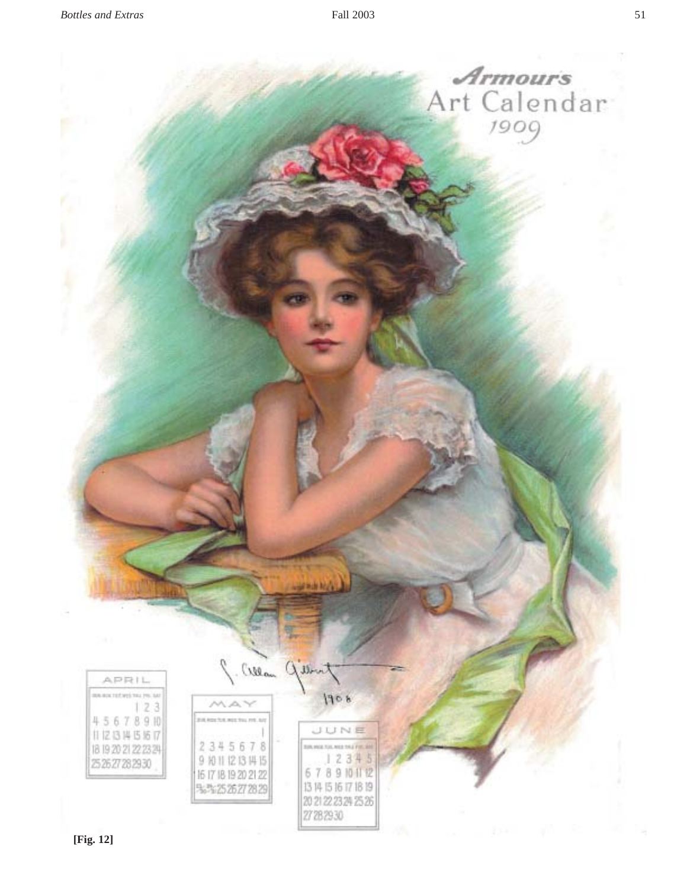[Fig. 12]